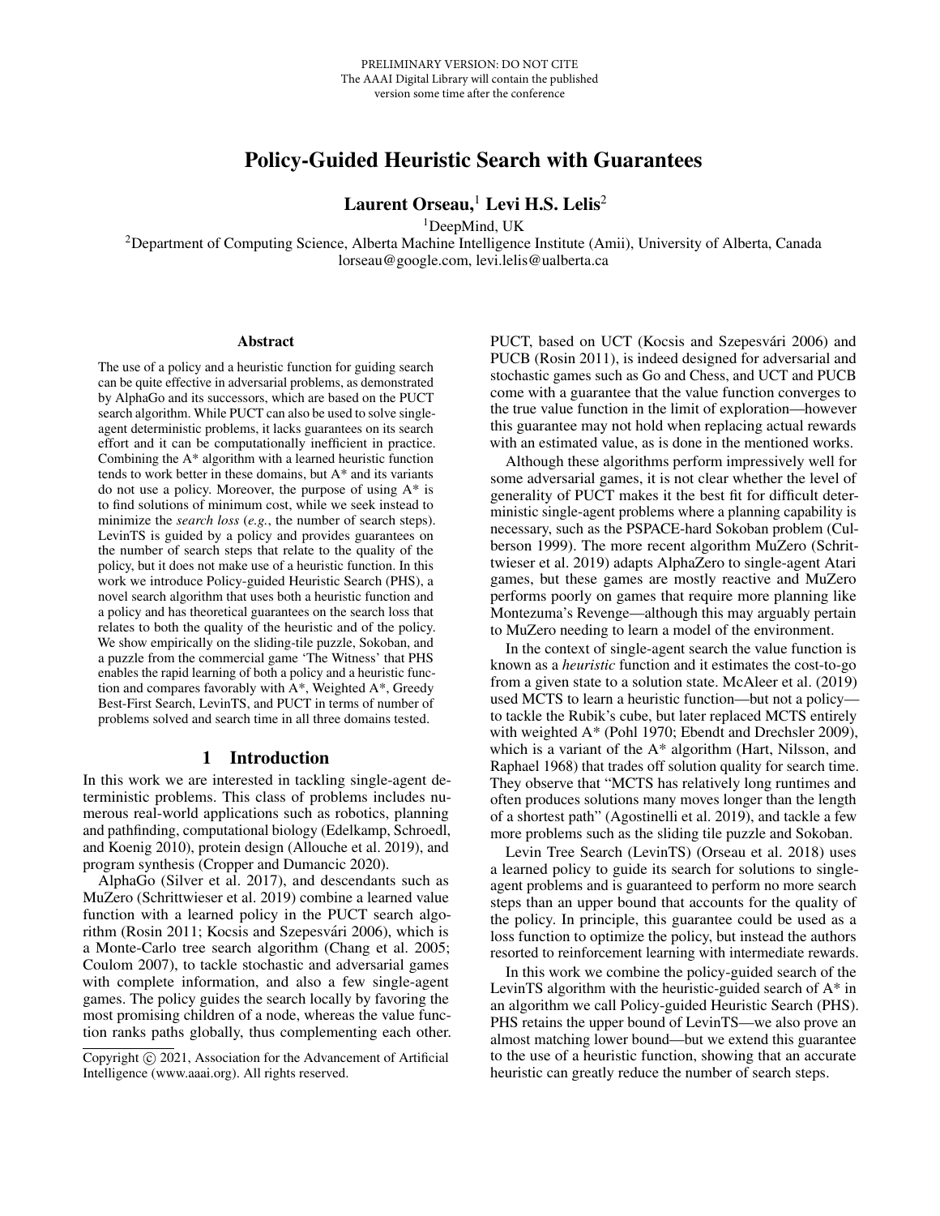PRELIMINARY VERSION: DO NOT CITE
The AAAI Digital Library will contain the published version some time after the conference

# Policy-Guided Heuristic Search with Guarantees

**Laurent Orseau,[1] Levi H.S. Lelis[2]**

[1]DeepMind, UK
[2]Department of Computing Science, Alberta Machine Intelligence Institute (Amii), University of Alberta, Canada
lorseau@google.com, levi.lelis@ualberta.ca

## Abstract

The use of a policy and a heuristic function for guiding search can be quite effective in adversarial problems, as demonstrated by AlphaGo and its successors, which are based on the PUCT search algorithm. While PUCT can also be used to solve single-agent deterministic problems, it lacks guarantees on its search effort and it can be computationally inefficient in practice. Combining the A* algorithm with a learned heuristic function tends to work better in these domains, but A* and its variants do not use a policy. Moreover, the purpose of using A* is to find solutions of minimum cost, while we seek instead to minimize the *search loss* (*e.g.*, the number of search steps). LevinTS is guided by a policy and provides guarantees on the number of search steps that relate to the quality of the policy, but it does not make use of a heuristic function. In this work we introduce Policy-guided Heuristic Search (PHS), a novel search algorithm that uses both a heuristic function and a policy and has theoretical guarantees on the search loss that relates to both the quality of the heuristic and of the policy. We show empirically on the sliding-tile puzzle, Sokoban, and a puzzle from the commercial game 'The Witness' that PHS enables the rapid learning of both a policy and a heuristic function and compares favorably with A*, Weighted A*, Greedy Best-First Search, LevinTS, and PUCT in terms of number of problems solved and search time in all three domains tested.

## 1 Introduction

In this work we are interested in tackling single-agent deterministic problems. This class of problems includes numerous real-world applications such as robotics, planning and pathfinding, computational biology (Edelkamp, Schroedl, and Koenig 2010), protein design (Allouche et al. 2019), and program synthesis (Cropper and Dumancic 2020).

AlphaGo (Silver et al. 2017), and descendants such as MuZero (Schrittwieser et al. 2019) combine a learned value function with a learned policy in the PUCT search algorithm (Rosin 2011; Kocsis and Szepesvári 2006), which is a Monte-Carlo tree search algorithm (Chang et al. 2005; Coulom 2007), to tackle stochastic and adversarial games with complete information, and also a few single-agent games. The policy guides the search locally by favoring the most promising children of a node, whereas the value function ranks paths globally, thus complementing each other. PUCT, based on UCT (Kocsis and Szepesvári 2006) and PUCB (Rosin 2011), is indeed designed for adversarial and stochastic games such as Go and Chess, and UCT and PUCB come with a guarantee that the value function converges to the true value function in the limit of exploration—however this guarantee may not hold when replacing actual rewards with an estimated value, as is done in the mentioned works.

Although these algorithms perform impressively well for some adversarial games, it is not clear whether the level of generality of PUCT makes it the best fit for difficult deterministic single-agent problems where a planning capability is necessary, such as the PSPACE-hard Sokoban problem (Culberson 1999). The more recent algorithm MuZero (Schrittwieser et al. 2019) adapts AlphaZero to single-agent Atari games, but these games are mostly reactive and MuZero performs poorly on games that require more planning like Montezuma's Revenge—although this may arguably pertain to MuZero needing to learn a model of the environment.

In the context of single-agent search the value function is known as a *heuristic* function and it estimates the cost-to-go from a given state to a solution state. McAleer et al. (2019) used MCTS to learn a heuristic function—but not a policy—to tackle the Rubik's cube, but later replaced MCTS entirely with weighted A* (Pohl 1970; Ebendt and Drechsler 2009), which is a variant of the A* algorithm (Hart, Nilsson, and Raphael 1968) that trades off solution quality for search time. They observe that "MCTS has relatively long runtimes and often produces solutions many moves longer than the length of a shortest path" (Agostinelli et al. 2019), and tackle a few more problems such as the sliding tile puzzle and Sokoban.

Levin Tree Search (LevinTS) (Orseau et al. 2018) uses a learned policy to guide its search for solutions to single-agent problems and is guaranteed to perform no more search steps than an upper bound that accounts for the quality of the policy. In principle, this guarantee could be used as a loss function to optimize the policy, but instead the authors resorted to reinforcement learning with intermediate rewards.

In this work we combine the policy-guided search of the LevinTS algorithm with the heuristic-guided search of A* in an algorithm we call Policy-guided Heuristic Search (PHS). PHS retains the upper bound of LevinTS—we also prove an almost matching lower bound—but we extend this guarantee to the use of a heuristic function, showing that an accurate heuristic can greatly reduce the number of search steps.

Copyright © 2021, Association for the Advancement of Artificial Intelligence (www.aaai.org). All rights reserved.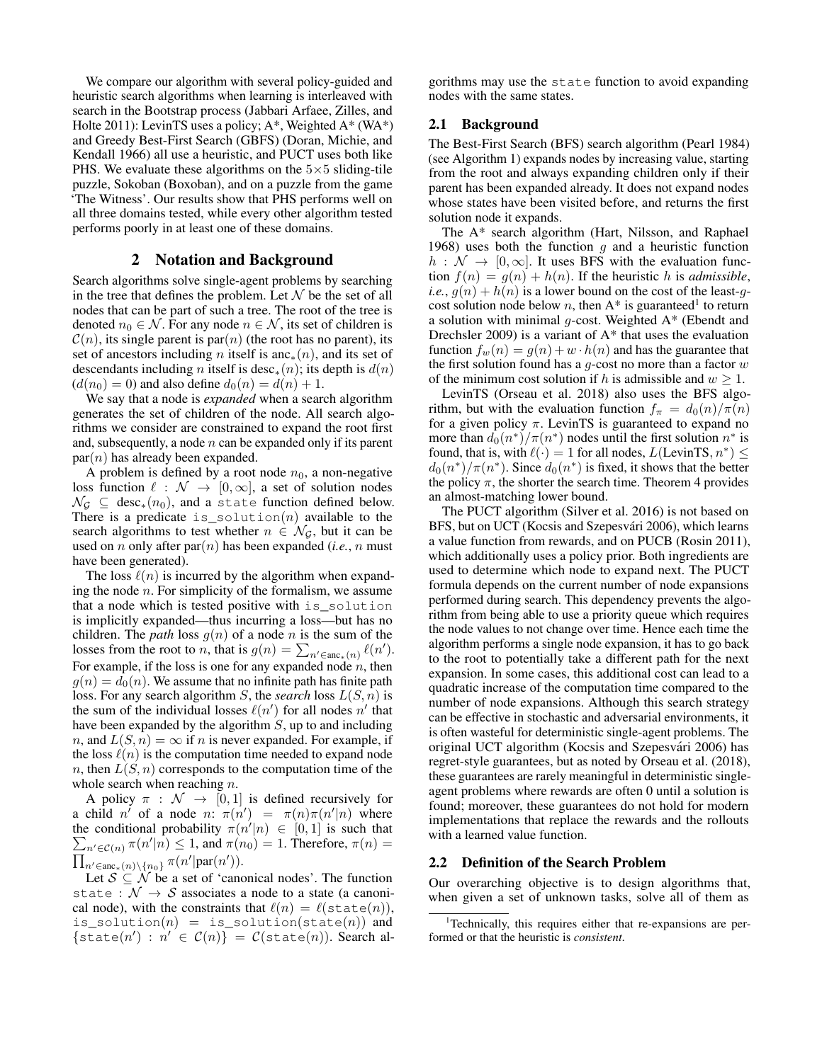We compare our algorithm with several policy-guided and heuristic search algorithms when learning is interleaved with search in the Bootstrap process (Jabbari Arfaee, Zilles, and Holte 2011): LevinTS uses a policy; Weighted A* (WA*) and Greedy Best-First Search (GBFS) (Doran, Michie, and Kendall 1966) all use a heuristic, and PUCT uses both like PHS. We evaluate these algorithms on the 5×5 sliding-tile puzzle, Sokoban (Boxoban), and on a puzzle from the game 'The Witness'. Our results show that PHS performs well on all three domains tested, while every other algorithm tested performs poorly in at least one of these domains.

## 2 Notation and Background

Search algorithms solve single-agent problems by searching in the tree that defines the problem. Let $\mathcal{N}$ be the set of all nodes that can be part of such a tree. The root of the tree is denoted $n_0 \in \mathcal{N}$. For any node $n \in \mathcal{N}$, its set of children is $\mathcal{C}(n)$, its single parent is $\text{par}(n)$ (the root has no parent), its set of ancestors including $n$ itself is $\text{anc}_*(n)$, and its set of descendants including $n$ itself is $\text{desc}_*(n)$; its depth is $d(n)$ ($d(n_0) = 0$) and also define $d_0(n) = d(n) + 1$.

We say that a node is *expanded* when a search algorithm generates the set of children of the node. All search algorithms we consider are constrained to expand the root first and, subsequently, a node $n$ can be expanded only if its parent $\text{par}(n)$ has already been expanded.

A problem is defined by a root node $n_0$, a non-negative loss function $\ell : \mathcal{N} \to [0, \infty]$, a set of solution nodes $\mathcal{N}_\mathcal{G} \subseteq \text{desc}_*(n_0)$, and a `state` function defined below. There is a predicate `is_solution`$(n)$ available to the search algorithms to test whether $n \in \mathcal{N}_\mathcal{G}$, but it can be used on $n$ only after $\text{par}(n)$ has been expanded (*i.e.*, $n$ must have been generated).

The loss $\ell(n)$ is incurred by the algorithm when expanding the node $n$. For simplicity of the formalism, we assume that a node which is tested positive with `is_solution` is implicitly expanded—thus incurring a loss—but has no children. The *path* loss $g(n)$ of a node $n$ is the sum of the losses from the root to $n$, that is $g(n) = \sum_{n' \in \text{anc}_*(n)} \ell(n')$. For example, if the loss is one for any expanded node $n$, then $g(n) = d_0(n)$. We assume that no infinite path has finite path loss. For any search algorithm $S$, the *search* loss $L(S, n)$ is the sum of the individual losses $\ell(n')$ for all nodes $n'$ that have been expanded by the algorithm $S$, up to and including $n$, and $L(S, n) = \infty$ if $n$ is never expanded. For example, if the loss $\ell(n)$ is the computation time needed to expand node $n$, then $L(S, n)$ corresponds to the computation time of the whole search when reaching $n$.

A policy $\pi : \mathcal{N} \to [0, 1]$ is defined recursively for a child $n'$ of a node $n$: $\pi(n') = \pi(n)\pi(n'|n)$ where the conditional probability $\pi(n'|n) \in [0, 1]$ is such that $\sum_{n' \in \mathcal{C}(n)} \pi(n'|n) \leq 1$, and $\pi(n_0) = 1$. Therefore, $\pi(n) = \prod_{n' \in \text{anc}_*(n) \setminus \{n_0\}} \pi(n'|\text{par}(n'))$.

Let $\mathcal{S} \subseteq \mathcal{N}$ be a set of 'canonical nodes'. The function `state` $: \mathcal{N} \to \mathcal{S}$ associates a node to a state (a canonical node), with the constraints that $\ell(n) = \ell(\texttt{state}(n))$, `is_solution`$(n) =$ `is_solution`$(\texttt{state}(n))$ and $\{\texttt{state}(n') : n' \in \mathcal{C}(n)\} = \mathcal{C}(\texttt{state}(n))$. Search algorithms may use the `state` function to avoid expanding nodes with the same states.

### 2.1 Background

The Best-First Search (BFS) search algorithm (Pearl 1984) (see Algorithm 1) expands nodes by increasing value, starting from the root and always expanding children only if their parent has been expanded already. It does not expand nodes whose states have been visited before, and returns the first solution node it expands.

The A* search algorithm (Hart, Nilsson, and Raphael 1968) uses both the function $g$ and a heuristic function $h : \mathcal{N} \to [0, \infty]$. It uses BFS with the evaluation function $f(n) = g(n) + h(n)$. If the heuristic $h$ is *admissible*, *i.e.*, $g(n) + h(n)$ is a lower bound on the cost of the least-$g$-cost solution node below $n$, then A* is guaranteed[1] to return a solution with minimal $g$-cost. Weighted A* (Ebendt and Drechsler 2009) is a variant of A* that uses the evaluation function $f_w(n) = g(n) + w \cdot h(n)$ and has the guarantee that the first solution found has a $g$-cost no more than a factor $w$ of the minimum cost solution if $h$ is admissible and $w \geq 1$.

LevinTS (Orseau et al. 2018) also uses the BFS algorithm, but with the evaluation function $f_\pi = d_0(n)/\pi(n)$ for a given policy $\pi$. LevinTS is guaranteed to expand no more than $d_0(n^*)/\pi(n^*)$ nodes until the first solution $n^*$ is found, that is, with $\ell(\cdot) = 1$ for all nodes, $L(\text{LevinTS}, n^*) \leq d_0(n^*)/\pi(n^*)$. Since $d_0(n^*)$ is fixed, it shows that the better the policy $\pi$, the shorter the search time. Theorem 4 provides an almost-matching lower bound.

The PUCT algorithm (Silver et al. 2016) is not based on BFS, but on UCT (Kocsis and Szepesvári 2006), which learns a value function from rewards, and on PUCB (Rosin 2011), which additionally uses a policy prior. Both ingredients are used to determine which node to expand next. The PUCT formula depends on the current number of node expansions performed during search. This dependency prevents the algorithm from being able to use a priority queue which requires the node values to not change over time. Hence each time the algorithm performs a single node expansion, it has to go back to the root to potentially take a different path for the next expansion. In some cases, this additional cost can lead to a quadratic increase of the computation time compared to the number of node expansions. Although this search strategy can be effective in stochastic and adversarial environments, it is often wasteful for deterministic single-agent problems. The original UCT algorithm (Kocsis and Szepesvári 2006) has regret-style guarantees, but as noted by Orseau et al. (2018), these guarantees are rarely meaningful in deterministic single-agent problems where rewards are often 0 until a solution is found; moreover, these guarantees do not hold for modern implementations that replace the rewards and the rollouts with a learned value function.

### 2.2 Definition of the Search Problem

Our overarching objective is to design algorithms that, when given a set of unknown tasks, solve all of them as

[1] Technically, this requires either that re-expansions are performed or that the heuristic is *consistent*.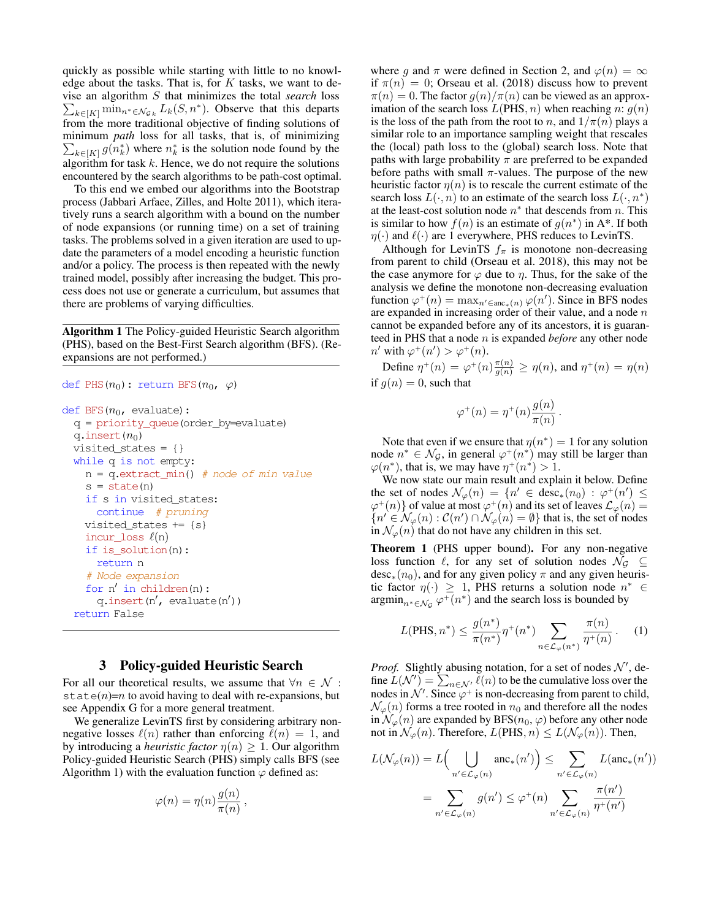quickly as possible while starting with little to no knowledge about the tasks. That is, for $K$ tasks, we want to devise an algorithm $S$ that minimizes the total *search* loss $\sum_{k\in[K]} \min_{n^*\in\mathcal{N}_{\mathcal{G}k}} L_k(S, n^*)$. Observe that this departs from the more traditional objective of finding solutions of minimum *path* loss for all tasks, that is, of minimizing $\sum_{k\in[K]} g(n_k^*)$ where $n_k^*$ is the solution node found by the algorithm for task $k$. Hence, we do not require the solutions encountered by the search algorithms to be path-cost optimal.

To this end we embed our algorithms into the Bootstrap process (Jabbari Arfaee, Zilles, and Holte 2011), which iteratively runs a search algorithm with a bound on the number of node expansions (or running time) on a set of training tasks. The problems solved in a given iteration are used to update the parameters of a model encoding a heuristic function and/or a policy. The process is then repeated with the newly trained model, possibly after increasing the budget. This process does not use or generate a curriculum, but assumes that there are problems of varying difficulties.

**Algorithm 1** The Policy-guided Heuristic Search algorithm (PHS), based on the Best-First Search algorithm (BFS). (Re-expansions are not performed.)

```
def PHS(n_0): return BFS(n_0, φ)

def BFS(n_0, evaluate):
  q = priority_queue(order_by=evaluate)
  q.insert(n_0)
  visited_states = {}
  while q is not empty:
    n = q.extract_min() # node of min value
    s = state(n)
    if s in visited_states:
      continue  # pruning
    visited_states += {s}
    incur_loss ℓ(n)
    if is_solution(n):
      return n
    # Node expansion
    for n' in children(n):
      q.insert(n', evaluate(n'))
  return False
```

## 3 Policy-guided Heuristic Search

For all our theoretical results, we assume that $\forall n \in \mathcal{N}$ : state$(n)$=$n$ to avoid having to deal with re-expansions, but see Appendix G for a more general treatment.

We generalize LevinTS first by considering arbitrary non-negative losses $\ell(n)$ rather than enforcing $\ell(n) = 1$, and by introducing a *heuristic factor* $\eta(n) \geq 1$. Our algorithm Policy-guided Heuristic Search (PHS) simply calls BFS (see Algorithm 1) with the evaluation function $\varphi$ defined as:

$$\varphi(n) = \eta(n)\frac{g(n)}{\pi(n)}\,,$$

where $g$ and $\pi$ were defined in Section 2, and $\varphi(n) = \infty$ if $\pi(n) = 0$; Orseau et al. (2018) discuss how to prevent $\pi(n) = 0$. The factor $g(n)/\pi(n)$ can be viewed as an approximation of the search loss $L(\text{PHS}, n)$ when reaching $n$: $g(n)$ is the loss of the path from the root to $n$, and $1/\pi(n)$ plays a similar role to an importance sampling weight that rescales the (local) path loss to the (global) search loss. Note that paths with large probability $\pi$ are preferred to be expanded before paths with small $\pi$-values. The purpose of the new heuristic factor $\eta(n)$ is to rescale the current estimate of the search loss $L(\cdot, n)$ to an estimate of the search loss $L(\cdot, n^*)$ at the least-cost solution node $n^*$ that descends from $n$. This is similar to how $f(n)$ is an estimate of $g(n^*)$ in A\*. If both $\eta(\cdot)$ and $\ell(\cdot)$ are 1 everywhere, PHS reduces to LevinTS.

Although for LevinTS $f_\pi$ is monotone non-decreasing from parent to child (Orseau et al. 2018), this may not be the case anymore for $\varphi$ due to $\eta$. Thus, for the sake of the analysis we define the monotone non-decreasing evaluation function $\varphi^+(n) = \max_{n'\in\text{anc}_*(n)} \varphi(n')$. Since in BFS nodes are expanded in increasing order of their value, and a node $n$ cannot be expanded before any of its ancestors, it is guaranteed in PHS that a node $n$ is expanded *before* any other node $n'$ with $\varphi^+(n') > \varphi^+(n)$.

Define $\eta^+(n) = \varphi^+(n)\frac{\pi(n)}{g(n)} \geq \eta(n)$, and $\eta^+(n) = \eta(n)$ if $g(n) = 0$, such that

$$\varphi^+(n) = \eta^+(n)\frac{g(n)}{\pi(n)}\,.$$

Note that even if we ensure that $\eta(n^*) = 1$ for any solution node $n^* \in \mathcal{N}_\mathcal{G}$, in general $\varphi^+(n^*)$ may still be larger than $\varphi(n^*)$, that is, we may have $\eta^+(n^*) > 1$.

We now state our main result and explain it below. Define the set of nodes $\mathcal{N}_\varphi(n) = \{n' \in \text{desc}_*(n_0) : \varphi^+(n') \leq \varphi^+(n)\}$ of value at most $\varphi^+(n)$ and its set of leaves $\mathcal{L}_\varphi(n) = \{n' \in \mathcal{N}_\varphi(n) : \mathcal{C}(n') \cap \mathcal{N}_\varphi(n) = \emptyset\}$ that is, the set of nodes in $\mathcal{N}_\varphi(n)$ that do not have any children in this set.

**Theorem 1** (PHS upper bound)**.** For any non-negative loss function $\ell$, for any set of solution nodes $\mathcal{N}_\mathcal{G} \subseteq \text{desc}_*(n_0)$, and for any given policy $\pi$ and any given heuristic factor $\eta(\cdot) \geq 1$, PHS returns a solution node $n^* \in \text{argmin}_{n^*\in\mathcal{N}_\mathcal{G}} \varphi^+(n^*)$ and the search loss is bounded by

$$L(\text{PHS}, n^*) \leq \frac{g(n^*)}{\pi(n^*)}\eta^+(n^*) \sum_{n\in\mathcal{L}_\varphi(n^*)} \frac{\pi(n)}{\eta^+(n)}\,. \qquad (1)$$

*Proof.* Slightly abusing notation, for a set of nodes $\mathcal{N}'$, define $L(\mathcal{N}') = \sum_{n\in\mathcal{N}'} \ell(n)$ to be the cumulative loss over the nodes in $\mathcal{N}'$. Since $\varphi^+$ is non-decreasing from parent to child, $\mathcal{N}_\varphi(n)$ forms a tree rooted in $n_0$ and therefore all the nodes in $\mathcal{N}_\varphi(n)$ are expanded by BFS$(n_0, \varphi)$ before any other node not in $\mathcal{N}_\varphi(n)$. Therefore, $L(\text{PHS}, n) \leq L(\mathcal{N}_\varphi(n))$. Then,

$$L(\mathcal{N}_\varphi(n)) = L\Big(\bigcup_{n'\in\mathcal{L}_\varphi(n)} \text{anc}_*(n')\Big) \leq \sum_{n'\in\mathcal{L}_\varphi(n)} L(\text{anc}_*(n'))$$

$$= \sum_{n'\in\mathcal{L}_\varphi(n)} g(n') \leq \varphi^+(n) \sum_{n'\in\mathcal{L}_\varphi(n)} \frac{\pi(n')}{\eta^+(n')}$$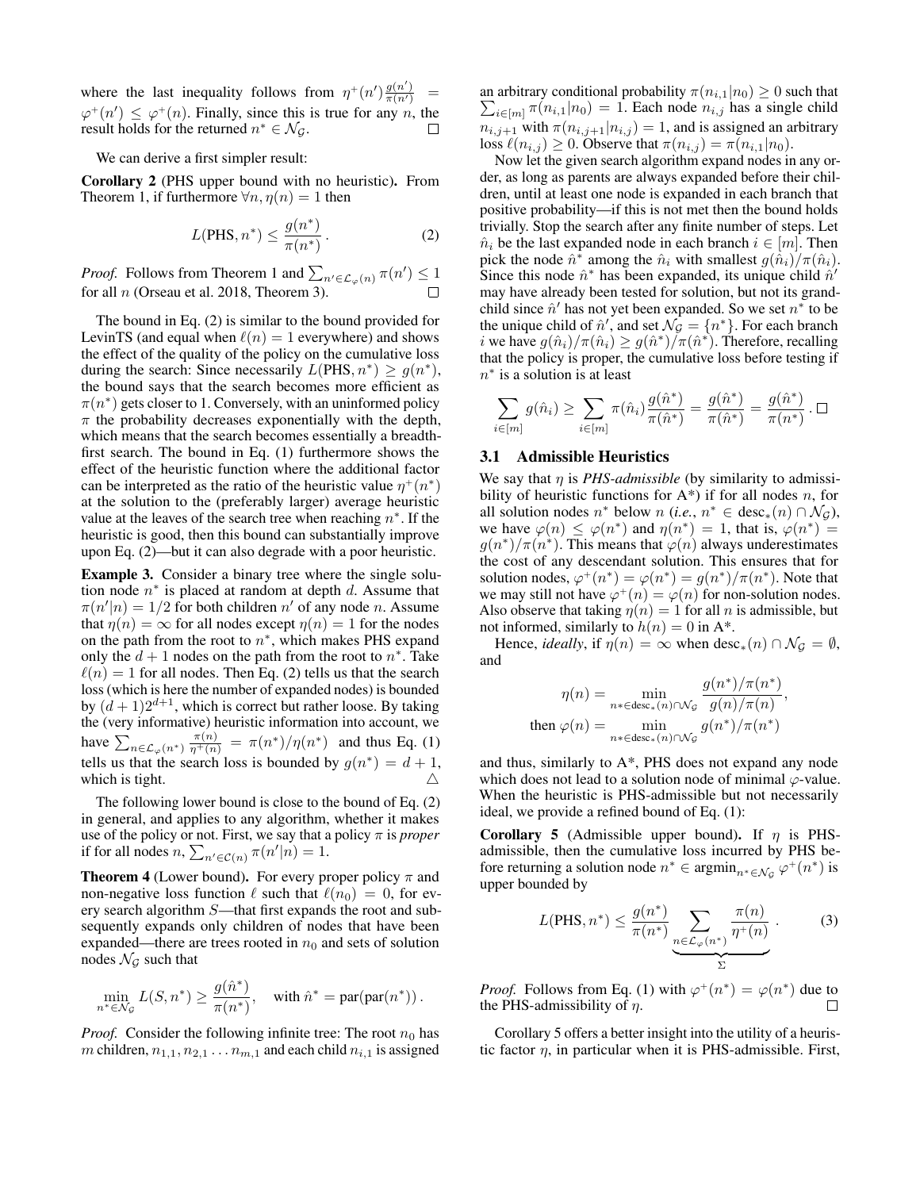where the last inequality follows from $\eta^+(n')\frac{g(n')}{\pi(n')} = \varphi^+(n') \leq \varphi^+(n)$. Finally, since this is true for any $n$, the result holds for the returned $n^* \in \mathcal{N}_\mathcal{G}$. □

We can derive a first simpler result:

**Corollary 2** (PHS upper bound with no heuristic)**.** From Theorem 1, if furthermore $\forall n, \eta(n) = 1$ then

$$L(\text{PHS}, n^*) \leq \frac{g(n^*)}{\pi(n^*)}\,. \tag{2}$$

*Proof.* Follows from Theorem 1 and $\sum_{n' \in \mathcal{L}_\varphi(n)} \pi(n') \leq 1$ for all $n$ (Orseau et al. 2018, Theorem 3). □

The bound in Eq. (2) is similar to the bound provided for LevinTS (and equal when $\ell(n) = 1$ everywhere) and shows the effect of the quality of the policy on the cumulative loss during the search: Since necessarily $L(\text{PHS}, n^*) \geq g(n^*)$, the bound says that the search becomes more efficient as $\pi(n^*)$ gets closer to 1. Conversely, with an uninformed policy $\pi$ the probability decreases exponentially with the depth, which means that the search becomes essentially a breadth-first search. The bound in Eq. (1) furthermore shows the effect of the heuristic function where the additional factor can be interpreted as the ratio of the heuristic value $\eta^+(n^*)$ at the solution to the (preferably larger) average heuristic value at the leaves of the search tree when reaching $n^*$. If the heuristic is good, then this bound can substantially improve upon Eq. (2)—but it can also degrade with a poor heuristic.

**Example 3.** Consider a binary tree where the single solution node $n^*$ is placed at random at depth $d$. Assume that $\pi(n'|n) = 1/2$ for both children $n'$ of any node $n$. Assume that $\eta(n) = \infty$ for all nodes except $\eta(n) = 1$ for the nodes on the path from the root to $n^*$, which makes PHS expand only the $d+1$ nodes on the path from the root to $n^*$. Take $\ell(n) = 1$ for all nodes. Then Eq. (2) tells us that the search loss (which is here the number of expanded nodes) is bounded by $(d+1)2^{d+1}$, which is correct but rather loose. By taking the (very informative) heuristic information into account, we have $\sum_{n \in \mathcal{L}_\varphi(n^*)} \frac{\pi(n)}{\eta^+(n)} = \pi(n^*)/\eta(n^*)$ and thus Eq. (1) tells us that the search loss is bounded by $g(n^*) = d+1$, which is tight. △

The following lower bound is close to the bound of Eq. (2) in general, and applies to any algorithm, whether it makes use of the policy or not. First, we say that a policy $\pi$ is *proper* if for all nodes $n$, $\sum_{n' \in \mathcal{C}(n)} \pi(n'|n) = 1$.

**Theorem 4** (Lower bound)**.** For every proper policy $\pi$ and non-negative loss function $\ell$ such that $\ell(n_0) = 0$, for every search algorithm $S$—that first expands the root and subsequently expands only children of nodes that have been expanded—there are trees rooted in $n_0$ and sets of solution nodes $\mathcal{N}_\mathcal{G}$ such that

$$\min_{n^* \in \mathcal{N}_\mathcal{G}} L(S, n^*) \geq \frac{g(\hat{n}^*)}{\pi(n^*)}, \quad \text{with } \hat{n}^* = \text{par}(\text{par}(n^*))\,.$$

*Proof.* Consider the following infinite tree: The root $n_0$ has $m$ children, $n_{1,1}, n_{2,1} \ldots n_{m,1}$ and each child $n_{i,1}$ is assigned an arbitrary conditional probability $\pi(n_{i,1}|n_0) \geq 0$ such that $\sum_{i \in [m]} \pi(n_{i,1}|n_0) = 1$. Each node $n_{i,j}$ has a single child $n_{i,j+1}$ with $\pi(n_{i,j+1}|n_{i,j}) = 1$, and is assigned an arbitrary loss $\ell(n_{i,j}) \geq 0$. Observe that $\pi(n_{i,j}) = \pi(n_{i,1}|n_0)$.

Now let the given search algorithm expand nodes in any order, as long as parents are always expanded before their children, until at least one node is expanded in each branch that positive probability—if this is not met then the bound holds trivially. Stop the search after any finite number of steps. Let $\hat{n}_i$ be the last expanded node in each branch $i \in [m]$. Then pick the node $\hat{n}^*$ among the $\hat{n}_i$ with smallest $g(\hat{n}_i)/\pi(\hat{n}_i)$. Since this node $\hat{n}^*$ has been expanded, its unique child $\hat{n}'$ may have already been tested for solution, but not its grandchild since $\hat{n}'$ has not yet been expanded. So we set $n^*$ to be the unique child of $\hat{n}'$, and set $\mathcal{N}_\mathcal{G} = \{n^*\}$. For each branch $i$ we have $g(\hat{n}_i)/\pi(\hat{n}_i) \geq g(\hat{n}^*)/\pi(\hat{n}^*)$. Therefore, recalling that the policy is proper, the cumulative loss before testing if $n^*$ is a solution is at least

$$\sum_{i \in [m]} g(\hat{n}_i) \geq \sum_{i \in [m]} \pi(\hat{n}_i)\frac{g(\hat{n}^*)}{\pi(\hat{n}^*)} = \frac{g(\hat{n}^*)}{\pi(\hat{n}^*)} = \frac{g(\hat{n}^*)}{\pi(n^*)}\,. \ \square$$

### 3.1 Admissible Heuristics

We say that $\eta$ is *PHS-admissible* (by similarity to admissibility of heuristic functions for A*) if for all nodes $n$, for all solution nodes $n^*$ below $n$ (*i.e.*, $n^* \in \text{desc}_*(n) \cap \mathcal{N}_\mathcal{G}$), we have $\varphi(n) \leq \varphi(n^*)$ and $\eta(n^*) = 1$, that is, $\varphi(n^*) = g(n^*)/\pi(n^*)$. This means that $\varphi(n)$ always underestimates the cost of any descendant solution. This ensures that for solution nodes, $\varphi^+(n^*) = \varphi(n^*) = g(n^*)/\pi(n^*)$. Note that we may still not have $\varphi^+(n) = \varphi(n)$ for non-solution nodes. Also observe that taking $\eta(n) = 1$ for all $n$ is admissible, but not informed, similarly to $h(n) = 0$ in A*.

Hence, *ideally*, if $\eta(n) = \infty$ when $\text{desc}_*(n) \cap \mathcal{N}_\mathcal{G} = \emptyset$, and

$$\eta(n) = \min_{n* \in \text{desc}_*(n) \cap \mathcal{N}_\mathcal{G}} \frac{g(n^*)/\pi(n^*)}{g(n)/\pi(n)},$$
$$\text{then } \varphi(n) = \min_{n* \in \text{desc}_*(n) \cap \mathcal{N}_\mathcal{G}} g(n^*)/\pi(n^*)$$

and thus, similarly to A*, PHS does not expand any node which does not lead to a solution node of minimal $\varphi$-value. When the heuristic is PHS-admissible but not necessarily ideal, we provide a refined bound of Eq. (1):

**Corollary 5** (Admissible upper bound)**.** If $\eta$ is PHS-admissible, then the cumulative loss incurred by PHS before returning a solution node $n^* \in \text{argmin}_{n^* \in \mathcal{N}_\mathcal{G}} \varphi^+(n^*)$ is upper bounded by

$$L(\text{PHS}, n^*) \leq \frac{g(n^*)}{\pi(n^*)} \underbrace{\sum_{n \in \mathcal{L}_\varphi(n^*)} \frac{\pi(n)}{\eta^+(n)}}_{\Sigma}\,. \tag{3}$$

*Proof.* Follows from Eq. (1) with $\varphi^+(n^*) = \varphi(n^*)$ due to the PHS-admissibility of $\eta$. □

Corollary 5 offers a better insight into the utility of a heuristic factor $\eta$, in particular when it is PHS-admissible. First,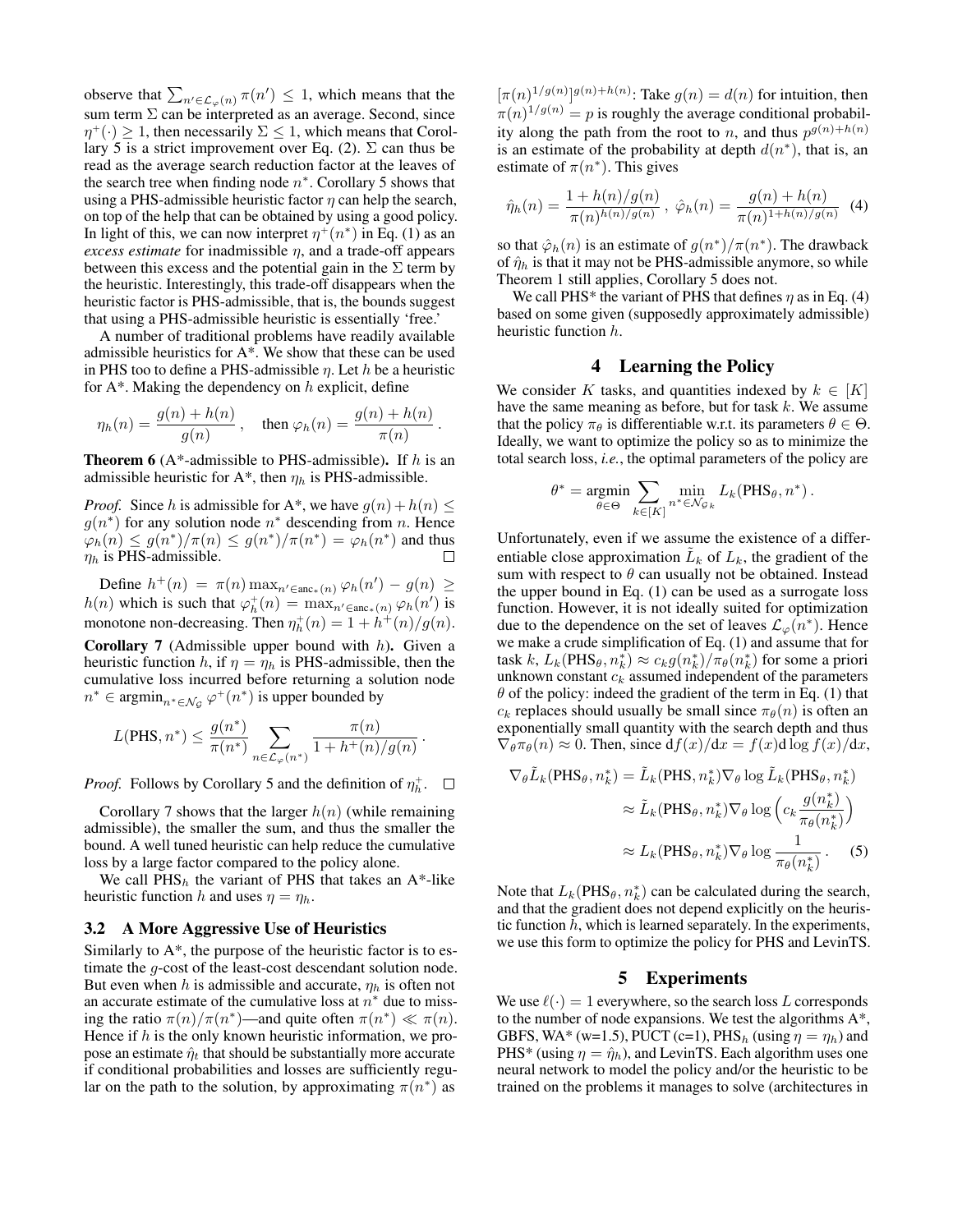observe that $\sum_{n'\in\mathcal{L}_\varphi(n)} \pi(n') \leq 1$, which means that the sum term $\Sigma$ can be interpreted as an average. Second, since $\eta^+(\cdot) \geq 1$, then necessarily $\Sigma \leq 1$, which means that Corollary 5 is a strict improvement over Eq. (2). $\Sigma$ can thus be read as the average search reduction factor at the leaves of the search tree when finding node $n^*$. Corollary 5 shows that using a PHS-admissible heuristic factor $\eta$ can help the search, on top of the help that can be obtained by using a good policy. In light of this, we can now interpret $\eta^+(n^*)$ in Eq. (1) as an *excess estimate* for inadmissible $\eta$, and a trade-off appears between this excess and the potential gain in the $\Sigma$ term by the heuristic. Interestingly, this trade-off disappears when the heuristic factor is PHS-admissible, that is, the bounds suggest that using a PHS-admissible heuristic is essentially 'free.'

A number of traditional problems have readily available admissible heuristics for A*. We show that these can be used in PHS too to define a PHS-admissible $\eta$. Let $h$ be a heuristic for A*. Making the dependency on $h$ explicit, define

$$\eta_h(n) = \frac{g(n)+h(n)}{g(n)}\,, \quad \text{then } \varphi_h(n) = \frac{g(n)+h(n)}{\pi(n)}\,.$$

**Theorem 6** (A*-admissible to PHS-admissible)**.** If $h$ is an admissible heuristic for A*, then $\eta_h$ is PHS-admissible.

*Proof.* Since $h$ is admissible for A*, we have $g(n)+h(n) \leq g(n^*)$ for any solution node $n^*$ descending from $n$. Hence $\varphi_h(n) \leq g(n^*)/\pi(n) \leq g(n^*)/\pi(n^*) = \varphi_h(n^*)$ and thus $\eta_h$ is PHS-admissible. □

Define $h^+(n) = \pi(n)\max_{n'\in\text{anc}_*(n)} \varphi_h(n') - g(n) \geq h(n)$ which is such that $\varphi_h^+(n) = \max_{n'\in\text{anc}_*(n)} \varphi_h(n')$ is monotone non-decreasing. Then $\eta_h^+(n) = 1 + h^+(n)/g(n)$.

**Corollary 7** (Admissible upper bound with $h$)**.** Given a heuristic function $h$, if $\eta = \eta_h$ is PHS-admissible, then the cumulative loss incurred before returning a solution node $n^* \in \text{argmin}_{n^*\in\mathcal{N}_\mathcal{G}} \varphi^+(n^*)$ is upper bounded by

$$L(\text{PHS}, n^*) \leq \frac{g(n^*)}{\pi(n^*)} \sum_{n\in\mathcal{L}_\varphi(n^*)} \frac{\pi(n)}{1+h^+(n)/g(n)}\,.$$

*Proof.* Follows by Corollary 5 and the definition of $\eta_h^+$. □

Corollary 7 shows that the larger $h(n)$ (while remaining admissible), the smaller the sum, and thus the smaller the bound. A well tuned heuristic can help reduce the cumulative loss by a large factor compared to the policy alone.

We call PHS$_h$ the variant of PHS that takes an A*-like heuristic function $h$ and uses $\eta = \eta_h$.

### 3.2 A More Aggressive Use of Heuristics

Similarly to A*, the purpose of the heuristic factor is to estimate the $g$-cost of the least-cost descendant solution node. But even when $h$ is admissible and accurate, $\eta_h$ is often not an accurate estimate of the cumulative loss at $n^*$ due to missing the ratio $\pi(n)/\pi(n^*)$—and quite often $\pi(n^*) \ll \pi(n)$. Hence if $h$ is the only known heuristic information, we propose an estimate $\hat{\eta}_t$ that should be substantially more accurate if conditional probabilities and losses are sufficiently regular on the path to the solution, by approximating $\pi(n^*)$ as $[\pi(n)^{1/g(n)}]^{g(n)+h(n)}$: Take $g(n) = d(n)$ for intuition, then $\pi(n)^{1/g(n)} = p$ is roughly the average conditional probability along the path from the root to $n$, and thus $p^{g(n)+h(n)}$ is an estimate of the probability at depth $d(n^*)$, that is, an estimate of $\pi(n^*)$. This gives

$$\hat{\eta}_h(n) = \frac{1+h(n)/g(n)}{\pi(n)^{h(n)/g(n)}}\,,\ \hat{\varphi}_h(n) = \frac{g(n)+h(n)}{\pi(n)^{1+h(n)/g(n)}} \quad (4)$$

so that $\hat{\varphi}_h(n)$ is an estimate of $g(n^*)/\pi(n^*)$. The drawback of $\hat{\eta}_h$ is that it may not be PHS-admissible anymore, so while Theorem 1 still applies, Corollary 5 does not.

We call PHS* the variant of PHS that defines $\eta$ as in Eq. (4) based on some given (supposedly approximately admissible) heuristic function $h$.

## 4 Learning the Policy

We consider $K$ tasks, and quantities indexed by $k \in [K]$ have the same meaning as before, but for task $k$. We assume that the policy $\pi_\theta$ is differentiable w.r.t. its parameters $\theta \in \Theta$. Ideally, we want to optimize the policy so as to minimize the total search loss, *i.e.*, the optimal parameters of the policy are

$$\theta^* = \underset{\theta\in\Theta}{\text{argmin}} \sum_{k\in[K]} \min_{n^*\in\mathcal{N}_{\mathcal{G}k}} L_k(\text{PHS}_\theta, n^*)\,.$$

Unfortunately, even if we assume the existence of a differentiable close approximation $\tilde{L}_k$ of $L_k$, the gradient of the sum with respect to $\theta$ can usually not be obtained. Instead the upper bound in Eq. (1) can be used as a surrogate loss function. However, it is not ideally suited for optimization due to the dependence on the set of leaves $\mathcal{L}_\varphi(n^*)$. Hence we make a crude simplification of Eq. (1) and assume that for task $k$, $L_k(\text{PHS}_\theta, n_k^*) \approx c_k g(n_k^*)/\pi_\theta(n_k^*)$ for some a priori unknown constant $c_k$ assumed independent of the parameters $\theta$ of the policy: indeed the gradient of the term in Eq. (1) that $c_k$ replaces should usually be small since $\pi_\theta(n)$ is often an exponentially small quantity with the search depth and thus $\nabla_\theta\pi_\theta(n) \approx 0$. Then, since $\mathrm{d}f(x)/\mathrm{d}x = f(x)\mathrm{d}\log f(x)/\mathrm{d}x$,

$$\begin{aligned}
\nabla_\theta \tilde{L}_k(\text{PHS}_\theta, n_k^*) &= \tilde{L}_k(\text{PHS}, n_k^*)\nabla_\theta \log \tilde{L}_k(\text{PHS}_\theta, n_k^*) \\
&\approx \tilde{L}_k(\text{PHS}_\theta, n_k^*)\nabla_\theta \log\left(c_k \frac{g(n_k^*)}{\pi_\theta(n_k^*)}\right) \\
&\approx L_k(\text{PHS}_\theta, n_k^*)\nabla_\theta \log \frac{1}{\pi_\theta(n_k^*)}\,. \quad (5)
\end{aligned}$$

Note that $L_k(\text{PHS}_\theta, n_k^*)$ can be calculated during the search, and that the gradient does not depend explicitly on the heuristic function $h$, which is learned separately. In the experiments, we use this form to optimize the policy for PHS and LevinTS.

## 5 Experiments

We use $\ell(\cdot) = 1$ everywhere, so the search loss $L$ corresponds to the number of node expansions. We test the algorithms A*, GBFS, WA* (w=1.5), PUCT (c=1), PHS$_h$ (using $\eta = \eta_h$) and PHS* (using $\eta = \hat{\eta}_h$), and LevinTS. Each algorithm uses one neural network to model the policy and/or the heuristic to be trained on the problems it manages to solve (architectures in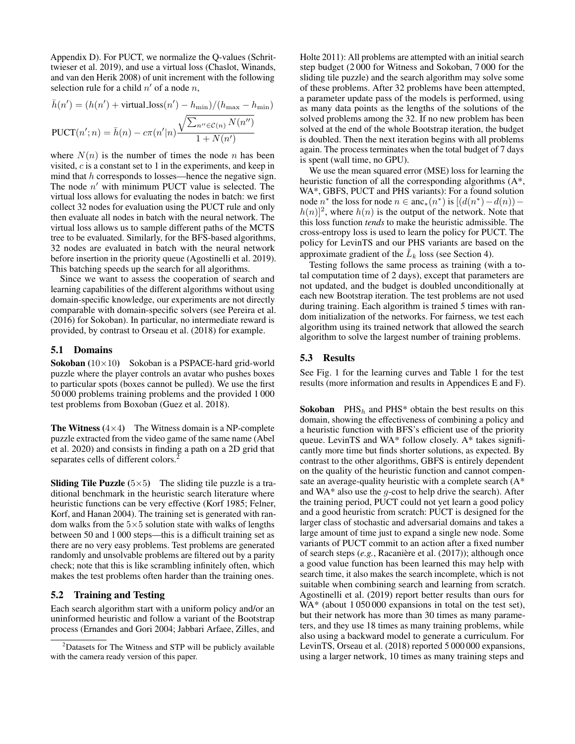Appendix D). For PUCT, we normalize the Q-values (Schrittwieser et al. 2019), and use a virtual loss (Chaslot, Winands, and van den Herik 2008) of unit increment with the following selection rule for a child $n'$ of a node $n$,

$$\bar{h}(n') = (h(n') + \text{virtual\_loss}(n') - h_{\min})/(h_{\max} - h_{\min})$$

$$\text{PUCT}(n'; n) = \bar{h}(n) - c\pi(n'|n)\frac{\sqrt{\sum_{n'' \in \mathcal{C}(n)} N(n'')}}{1 + N(n')}$$

where $N(n)$ is the number of times the node $n$ has been visited, $c$ is a constant set to 1 in the experiments, and keep in mind that $h$ corresponds to losses—hence the negative sign. The node $n'$ with minimum PUCT value is selected. The virtual loss allows for evaluating the nodes in batch: we first collect 32 nodes for evaluation using the PUCT rule and only then evaluate all nodes in batch with the neural network. The virtual loss allows us to sample different paths of the MCTS tree to be evaluated. Similarly, for the BFS-based algorithms, 32 nodes are evaluated in batch with the neural network before insertion in the priority queue (Agostinelli et al. 2019). This batching speeds up the search for all algorithms.

Since we want to assess the cooperation of search and learning capabilities of the different algorithms without using domain-specific knowledge, our experiments are not directly comparable with domain-specific solvers (see Pereira et al. (2016) for Sokoban). In particular, no intermediate reward is provided, by contrast to Orseau et al. (2018) for example.

## 5.1 Domains

**Sokoban** ($10\times10$) Sokoban is a PSPACE-hard grid-world puzzle where the player controls an avatar who pushes boxes to particular spots (boxes cannot be pulled). We use the first 50 000 problems training problems and the provided 1 000 test problems from Boxoban (Guez et al. 2018).

**The Witness** ($4\times4$) The Witness domain is a NP-complete puzzle extracted from the video game of the same name (Abel et al. 2020) and consists in finding a path on a 2D grid that separates cells of different colors.[2]

**Sliding Tile Puzzle** ($5\times5$) The sliding tile puzzle is a traditional benchmark in the heuristic search literature where heuristic functions can be very effective (Korf 1985; Felner, Korf, and Hanan 2004). The training set is generated with random walks from the $5\times5$ solution state with walks of lengths between 50 and 1 000 steps—this is a difficult training set as there are no very easy problems. Test problems are generated randomly and unsolvable problems are filtered out by a parity check; note that this is like scrambling infinitely often, which makes the test problems often harder than the training ones.

## 5.2 Training and Testing

Each search algorithm start with a uniform policy and/or an uninformed heuristic and follow a variant of the Bootstrap process (Ernandes and Gori 2004; Jabbari Arfaee, Zilles, and Holte 2011): All problems are attempted with an initial search step budget (2 000 for Witness and Sokoban, 7 000 for the sliding tile puzzle) and the search algorithm may solve some of these problems. After 32 problems have been attempted, a parameter update pass of the models is performed, using as many data points as the lengths of the solutions of the solved problems among the 32. If no new problem has been solved at the end of the whole Bootstrap iteration, the budget is doubled. Then the next iteration begins with all problems again. The process terminates when the total budget of 7 days is spent (wall time, no GPU).

We use the mean squared error (MSE) loss for learning the heuristic function of all the corresponding algorithms (A*, WA*, GBFS, PUCT and PHS variants): For a found solution node $n^*$ the loss for node $n \in \text{anc}_*(n^*)$ is $[(d(n^*) - d(n)) - h(n)]^2$, where $h(n)$ is the output of the network. Note that this loss function *tends* to make the heuristic admissible. The cross-entropy loss is used to learn the policy for PUCT. The policy for LevinTS and our PHS variants are based on the approximate gradient of the $\tilde{L}_k$ loss (see Section 4).

Testing follows the same process as training (with a total computation time of 2 days), except that parameters are not updated, and the budget is doubled unconditionally at each new Bootstrap iteration. The test problems are not used during training. Each algorithm is trained 5 times with random initialization of the networks. For fairness, we test each algorithm using its trained network that allowed the search algorithm to solve the largest number of training problems.

## 5.3 Results

See Fig. 1 for the learning curves and Table 1 for the test results (more information and results in Appendices E and F).

**Sokoban** $\text{PHS}_h$ and PHS* obtain the best results on this domain, showing the effectiveness of combining a policy and a heuristic function with BFS's efficient use of the priority queue. LevinTS and WA* follow closely. A* takes significantly more time but finds shorter solutions, as expected. By contrast to the other algorithms, GBFS is entirely dependent on the quality of the heuristic function and cannot compensate an average-quality heuristic with a complete search (A* and WA* also use the $g$-cost to help drive the search). After the training period, PUCT could not yet learn a good policy and a good heuristic from scratch: PUCT is designed for the larger class of stochastic and adversarial domains and takes a large amount of time just to expand a single new node. Some variants of PUCT commit to an action after a fixed number of search steps (*e.g.*, Racanière et al. (2017)); although once a good value function has been learned this may help with search time, it also makes the search incomplete, which is not suitable when combining search and learning from scratch. Agostinelli et al. (2019) report better results than ours for WA* (about 1 050 000 expansions in total on the test set), but their network has more than 30 times as many parameters, and they use 18 times as many training problems, while also using a backward model to generate a curriculum. For LevinTS, Orseau et al. (2018) reported 5 000 000 expansions, using a larger network, 10 times as many training steps and

[2] Datasets for The Witness and STP will be publicly available with the camera ready version of this paper.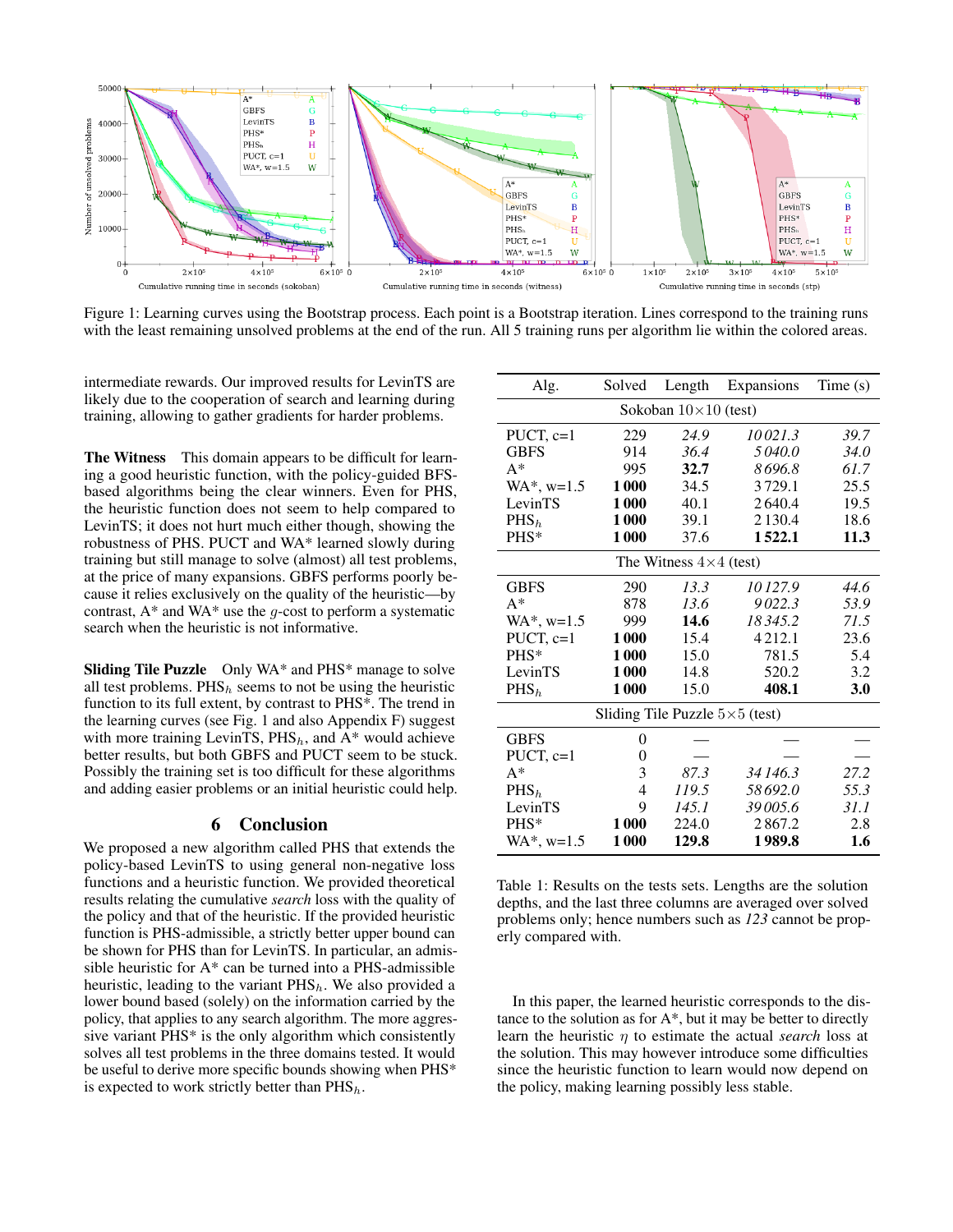Figure 1: Learning curves using the Bootstrap process. Each point is a Bootstrap iteration. Lines correspond to the training runs with the least remaining unsolved problems at the end of the run. All 5 training runs per algorithm lie within the colored areas.

intermediate rewards. Our improved results for LevinTS are likely due to the cooperation of search and learning during training, allowing to gather gradients for harder problems.

**The Witness** This domain appears to be difficult for learning a good heuristic function, with the policy-guided BFS-based algorithms being the clear winners. Even for PHS, the heuristic function does not seem to help compared to LevinTS; it does not hurt much either though, showing the robustness of PHS. PUCT and WA* learned slowly during training but still manage to solve (almost) all test problems, at the price of many expansions. GBFS performs poorly because it relies exclusively on the quality of the heuristic—by contrast, A* and WA* use the $g$-cost to perform a systematic search when the heuristic is not informative.

**Sliding Tile Puzzle** Only WA* and PHS* manage to solve all test problems. PHS$_h$ seems to not be using the heuristic function to its full extent, by contrast to PHS*. The trend in the learning curves (see Fig. 1 and also Appendix F) suggest with more training LevinTS, PHS$_h$, and A* would achieve better results, but both GBFS and PUCT seem to be stuck. Possibly the training set is too difficult for these algorithms and adding easier problems or an initial heuristic could help.

## 6 Conclusion

We proposed a new algorithm called PHS that extends the policy-based LevinTS to using general non-negative loss functions and a heuristic function. We provided theoretical results relating the cumulative *search* loss with the quality of the policy and that of the heuristic. If the provided heuristic function is PHS-admissible, a strictly better upper bound can be shown for PHS than for LevinTS. In particular, an admissible heuristic for A* can be turned into a PHS-admissible heuristic, leading to the variant PHS$_h$. We also provided a lower bound based (solely) on the information carried by the policy, that applies to any search algorithm. The more aggressive variant PHS* is the only algorithm which consistently solves all test problems in the three domains tested. It would be useful to derive more specific bounds showing when PHS* is expected to work strictly better than PHS$_h$.

| Alg. | Solved | Length | Expansions | Time (s) |
|---|---|---|---|---|
| Sokoban 10×10 (test) | | | | |
| PUCT, c=1 | 229 | *24.9* | *10 021.3* | *39.7* |
| GBFS | 914 | *36.4* | *5 040.0* | *34.0* |
| A* | 995 | **32.7** | *8 696.8* | *61.7* |
| WA*, w=1.5 | **1 000** | 34.5 | 3 729.1 | 25.5 |
| LevinTS | **1 000** | 40.1 | 2 640.4 | 19.5 |
| PHS$_h$ | **1 000** | 39.1 | 2 130.4 | 18.6 |
| PHS* | **1 000** | 37.6 | **1 522.1** | **11.3** |
| The Witness 4×4 (test) | | | | |
| GBFS | 290 | *13.3* | *10 127.9* | *44.6* |
| A* | 878 | *13.6* | *9 022.3* | *53.9* |
| WA*, w=1.5 | 999 | **14.6** | *18 345.2* | *71.5* |
| PUCT, c=1 | **1 000** | 15.4 | 4 212.1 | 23.6 |
| PHS* | **1 000** | 15.0 | 781.5 | 5.4 |
| LevinTS | **1 000** | 14.8 | 520.2 | 3.2 |
| PHS$_h$ | **1 000** | 15.0 | **408.1** | **3.0** |
| Sliding Tile Puzzle 5×5 (test) | | | | |
| GBFS | 0 | — | — | — |
| PUCT, c=1 | 0 | — | — | — |
| A* | 3 | *87.3* | *34 146.3* | *27.2* |
| PHS$_h$ | 4 | *119.5* | *58 692.0* | *55.3* |
| LevinTS | 9 | *145.1* | *39 005.6* | *31.1* |
| PHS* | **1 000** | 224.0 | 2 867.2 | 2.8 |
| WA*, w=1.5 | **1 000** | **129.8** | **1 989.8** | **1.6** |

Table 1: Results on the tests sets. Lengths are the solution depths, and the last three columns are averaged over solved problems only; hence numbers such as *123* cannot be properly compared with.

In this paper, the learned heuristic corresponds to the distance to the solution as for A*, but it may be better to directly learn the heuristic $\eta$ to estimate the actual *search* loss at the solution. This may however introduce some difficulties since the heuristic function to learn would now depend on the policy, making learning possibly less stable.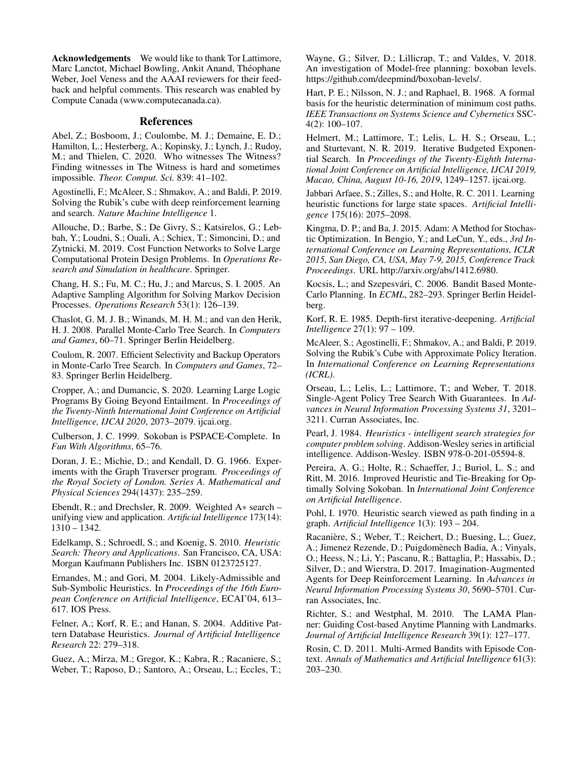**Acknowledgements** We would like to thank Tor Lattimore, Marc Lanctot, Michael Bowling, Ankit Anand, Théophane Weber, Joel Veness and the AAAI reviewers for their feedback and helpful comments. This research was enabled by Compute Canada (www.computecanada.ca).

## References

Abel, Z.; Bosboom, J.; Coulombe, M. J.; Demaine, E. D.; Hamilton, L.; Hesterberg, A.; Kopinsky, J.; Lynch, J.; Rudoy, M.; and Thielen, C. 2020. Who witnesses The Witness? Finding witnesses in The Witness is hard and sometimes impossible. *Theor. Comput. Sci.* 839: 41–102.

Agostinelli, F.; McAleer, S.; Shmakov, A.; and Baldi, P. 2019. Solving the Rubik's cube with deep reinforcement learning and search. *Nature Machine Intelligence* 1.

Allouche, D.; Barbe, S.; De Givry, S.; Katsirelos, G.; Lebbah, Y.; Loudni, S.; Ouali, A.; Schiex, T.; Simoncini, D.; and Zytnicki, M. 2019. Cost Function Networks to Solve Large Computational Protein Design Problems. In *Operations Research and Simulation in healthcare*. Springer.

Chang, H. S.; Fu, M. C.; Hu, J.; and Marcus, S. I. 2005. An Adaptive Sampling Algorithm for Solving Markov Decision Processes. *Operations Research* 53(1): 126–139.

Chaslot, G. M. J. B.; Winands, M. H. M.; and van den Herik, H. J. 2008. Parallel Monte-Carlo Tree Search. In *Computers and Games*, 60–71. Springer Berlin Heidelberg.

Coulom, R. 2007. Efficient Selectivity and Backup Operators in Monte-Carlo Tree Search. In *Computers and Games*, 72–83. Springer Berlin Heidelberg.

Cropper, A.; and Dumancic, S. 2020. Learning Large Logic Programs By Going Beyond Entailment. In *Proceedings of the Twenty-Ninth International Joint Conference on Artificial Intelligence, IJCAI 2020*, 2073–2079. ijcai.org.

Culberson, J. C. 1999. Sokoban is PSPACE-Complete. In *Fun With Algorithms*, 65–76.

Doran, J. E.; Michie, D.; and Kendall, D. G. 1966. Experiments with the Graph Traverser program. *Proceedings of the Royal Society of London. Series A. Mathematical and Physical Sciences* 294(1437): 235–259.

Ebendt, R.; and Drechsler, R. 2009. Weighted A$*$ search – unifying view and application. *Artificial Intelligence* 173(14): 1310 – 1342.

Edelkamp, S.; Schroedl, S.; and Koenig, S. 2010. *Heuristic Search: Theory and Applications*. San Francisco, CA, USA: Morgan Kaufmann Publishers Inc. ISBN 0123725127.

Ernandes, M.; and Gori, M. 2004. Likely-Admissible and Sub-Symbolic Heuristics. In *Proceedings of the 16th European Conference on Artificial Intelligence*, ECAI'04, 613–617. IOS Press.

Felner, A.; Korf, R. E.; and Hanan, S. 2004. Additive Pattern Database Heuristics. *Journal of Artificial Intelligence Research* 22: 279–318.

Guez, A.; Mirza, M.; Gregor, K.; Kabra, R.; Racaniere, S.; Weber, T.; Raposo, D.; Santoro, A.; Orseau, L.; Eccles, T.; Wayne, G.; Silver, D.; Lillicrap, T.; and Valdes, V. 2018. An investigation of Model-free planning: boxoban levels. https://github.com/deepmind/boxoban-levels/.

Hart, P. E.; Nilsson, N. J.; and Raphael, B. 1968. A formal basis for the heuristic determination of minimum cost paths. *IEEE Transactions on Systems Science and Cybernetics* SSC-4(2): 100–107.

Helmert, M.; Lattimore, T.; Lelis, L. H. S.; Orseau, L.; and Sturtevant, N. R. 2019. Iterative Budgeted Exponential Search. In *Proceedings of the Twenty-Eighth International Joint Conference on Artificial Intelligence, IJCAI 2019, Macao, China, August 10-16, 2019*, 1249–1257. ijcai.org.

Jabbari Arfaee, S.; Zilles, S.; and Holte, R. C. 2011. Learning heuristic functions for large state spaces. *Artificial Intelligence* 175(16): 2075–2098.

Kingma, D. P.; and Ba, J. 2015. Adam: A Method for Stochastic Optimization. In Bengio, Y.; and LeCun, Y., eds., *3rd International Conference on Learning Representations, ICLR 2015, San Diego, CA, USA, May 7-9, 2015, Conference Track Proceedings*. URL http://arxiv.org/abs/1412.6980.

Kocsis, L.; and Szepesvári, C. 2006. Bandit Based Monte-Carlo Planning. In *ECML*, 282–293. Springer Berlin Heidelberg.

Korf, R. E. 1985. Depth-first iterative-deepening. *Artificial Intelligence* 27(1): 97 – 109.

McAleer, S.; Agostinelli, F.; Shmakov, A.; and Baldi, P. 2019. Solving the Rubik's Cube with Approximate Policy Iteration. In *International Conference on Learning Representations (ICLR)*.

Orseau, L.; Lelis, L.; Lattimore, T.; and Weber, T. 2018. Single-Agent Policy Tree Search With Guarantees. In *Advances in Neural Information Processing Systems 31*, 3201–3211. Curran Associates, Inc.

Pearl, J. 1984. *Heuristics - intelligent search strategies for computer problem solving*. Addison-Wesley series in artificial intelligence. Addison-Wesley. ISBN 978-0-201-05594-8.

Pereira, A. G.; Holte, R.; Schaeffer, J.; Buriol, L. S.; and Ritt, M. 2016. Improved Heuristic and Tie-Breaking for Optimally Solving Sokoban. In *International Joint Conference on Artificial Intelligence*.

Pohl, I. 1970. Heuristic search viewed as path finding in a graph. *Artificial Intelligence* 1(3): 193 – 204.

Racanière, S.; Weber, T.; Reichert, D.; Buesing, L.; Guez, A.; Jimenez Rezende, D.; Puigdomènech Badia, A.; Vinyals, O.; Heess, N.; Li, Y.; Pascanu, R.; Battaglia, P.; Hassabis, D.; Silver, D.; and Wierstra, D. 2017. Imagination-Augmented Agents for Deep Reinforcement Learning. In *Advances in Neural Information Processing Systems 30*, 5690–5701. Curran Associates, Inc.

Richter, S.; and Westphal, M. 2010. The LAMA Planner: Guiding Cost-based Anytime Planning with Landmarks. *Journal of Artificial Intelligence Research* 39(1): 127–177.

Rosin, C. D. 2011. Multi-Armed Bandits with Episode Context. *Annals of Mathematics and Artificial Intelligence* 61(3): 203–230.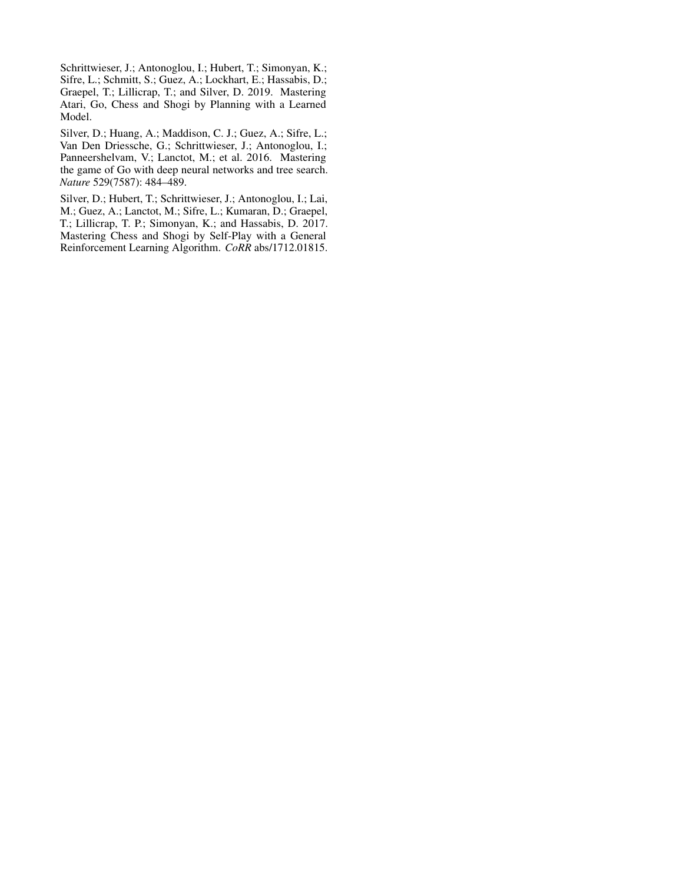Schrittwieser, J.; Antonoglou, I.; Hubert, T.; Simonyan, K.; Sifre, L.; Schmitt, S.; Guez, A.; Lockhart, E.; Hassabis, D.; Graepel, T.; Lillicrap, T.; and Silver, D. 2019. Mastering Atari, Go, Chess and Shogi by Planning with a Learned Model.

Silver, D.; Huang, A.; Maddison, C. J.; Guez, A.; Sifre, L.; Van Den Driessche, G.; Schrittwieser, J.; Antonoglou, I.; Panneershelvam, V.; Lanctot, M.; et al. 2016. Mastering the game of Go with deep neural networks and tree search. *Nature* 529(7587): 484–489.

Silver, D.; Hubert, T.; Schrittwieser, J.; Antonoglou, I.; Lai, M.; Guez, A.; Lanctot, M.; Sifre, L.; Kumaran, D.; Graepel, T.; Lillicrap, T. P.; Simonyan, K.; and Hassabis, D. 2017. Mastering Chess and Shogi by Self-Play with a General Reinforcement Learning Algorithm. *CoRR* abs/1712.01815.